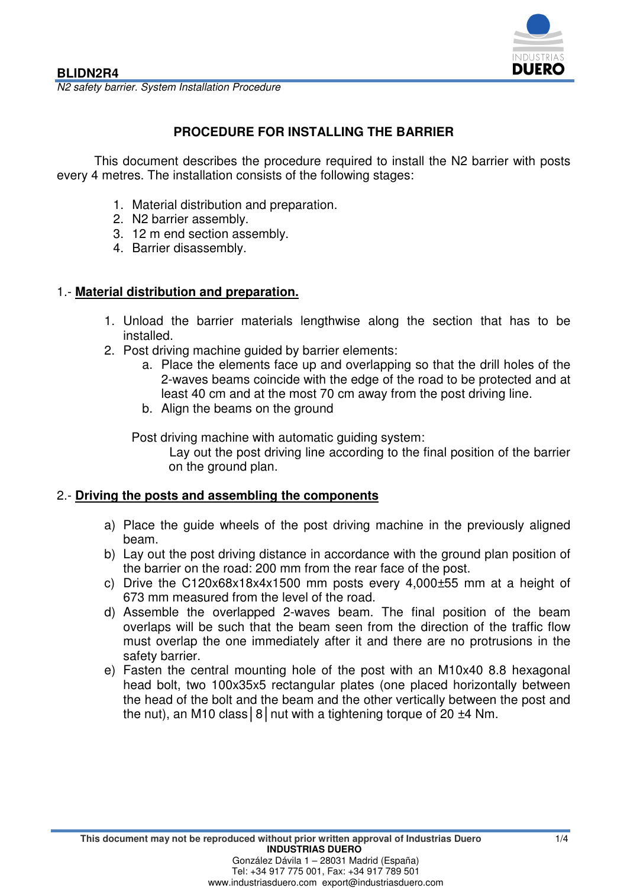# PROCEDURE FOR INSTALLING THE BARRIER

This document describes the procedure required to install the N2 barrier with posts every 4 metres. The installation consists of the following stages:

1. Material distribution and preparation.
2. N2 barrier assembly.
3. 12 m end section assembly.
4. Barrier disassembly.

## 1.- Material distribution and preparation.

1. Unload the barrier materials lengthwise along the section that has to be installed.
2. Post driving machine guided by barrier elements:
   a. Place the elements face up and overlapping so that the drill holes of the 2-waves beams coincide with the edge of the road to be protected and at least 40 cm and at the most 70 cm away from the post driving line.
   b. Align the beams on the ground

   Post driving machine with automatic guiding system:

   Lay out the post driving line according to the final position of the barrier on the ground plan.

## 2.- Driving the posts and assembling the components

a) Place the guide wheels of the post driving machine in the previously aligned beam.
b) Lay out the post driving distance in accordance with the ground plan position of the barrier on the road: 200 mm from the rear face of the post.
c) Drive the C120x68x18x4x1500 mm posts every 4,000±55 mm at a height of 673 mm measured from the level of the road.
d) Assemble the overlapped 2-waves beam. The final position of the beam overlaps will be such that the beam seen from the direction of the traffic flow must overlap the one immediately after it and there are no protrusions in the safety barrier.
e) Fasten the central mounting hole of the post with an M10x40 8.8 hexagonal head bolt, two 100x35x5 rectangular plates (one placed horizontally between the head of the bolt and the beam and the other vertically between the post and the nut), an M10 class│8│nut with a tightening torque of 20 ±4 Nm.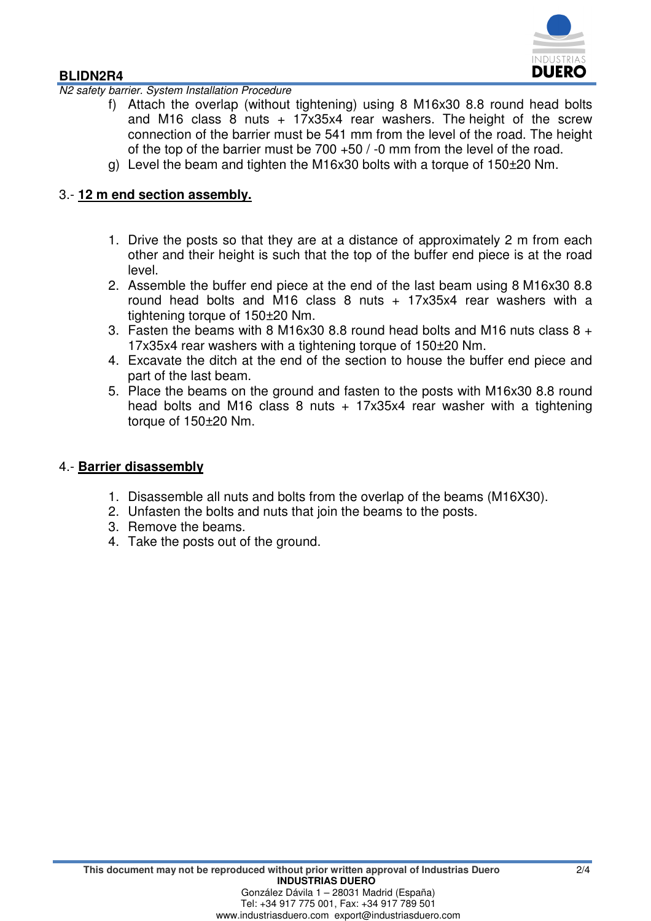f) Attach the overlap (without tightening) using 8 M16x30 8.8 round head bolts and M16 class 8 nuts + 17x35x4 rear washers. The height of the screw connection of the barrier must be 541 mm from the level of the road. The height of the top of the barrier must be 700 +50 / -0 mm from the level of the road.

g) Level the beam and tighten the M16x30 bolts with a torque of 150±20 Nm.

## 3.- **12 m end section assembly.**

1. Drive the posts so that they are at a distance of approximately 2 m from each other and their height is such that the top of the buffer end piece is at the road level.
2. Assemble the buffer end piece at the end of the last beam using 8 M16x30 8.8 round head bolts and M16 class 8 nuts + 17x35x4 rear washers with a tightening torque of 150±20 Nm.
3. Fasten the beams with 8 M16x30 8.8 round head bolts and M16 nuts class 8 + 17x35x4 rear washers with a tightening torque of 150±20 Nm.
4. Excavate the ditch at the end of the section to house the buffer end piece and part of the last beam.
5. Place the beams on the ground and fasten to the posts with M16x30 8.8 round head bolts and M16 class 8 nuts + 17x35x4 rear washer with a tightening torque of 150±20 Nm.

## 4.- **Barrier disassembly**

1. Disassemble all nuts and bolts from the overlap of the beams (M16X30).
2. Unfasten the bolts and nuts that join the beams to the posts.
3. Remove the beams.
4. Take the posts out of the ground.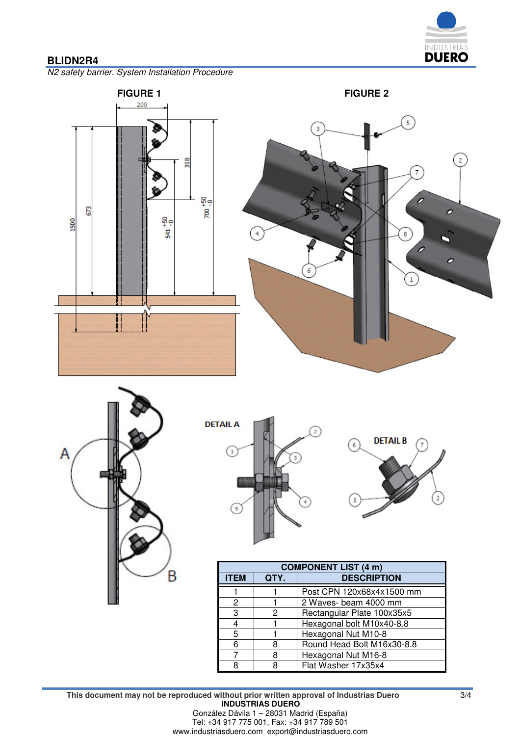## FIGURE 1

## FIGURE 2

DETAIL A

DETAIL B

| COMPONENT LIST (4 m) | | |
|---|---|---|
| ITEM | QTY. | DESCRIPTION |
| 1 | 1 | Post CPN 120x68x4x1500 mm |
| 2 | 1 | 2 Waves- beam 4000 mm |
| 3 | 2 | Rectangular Plate 100x35x5 |
| 4 | 1 | Hexagonal bolt M10x40-8.8 |
| 5 | 1 | Hexagonal Nut M10-8 |
| 6 | 8 | Round Head Bolt M16x30-8.8 |
| 7 | 8 | Hexagonal Nut M16-8 |
| 8 | 8 | Flat Washer 17x35x4 |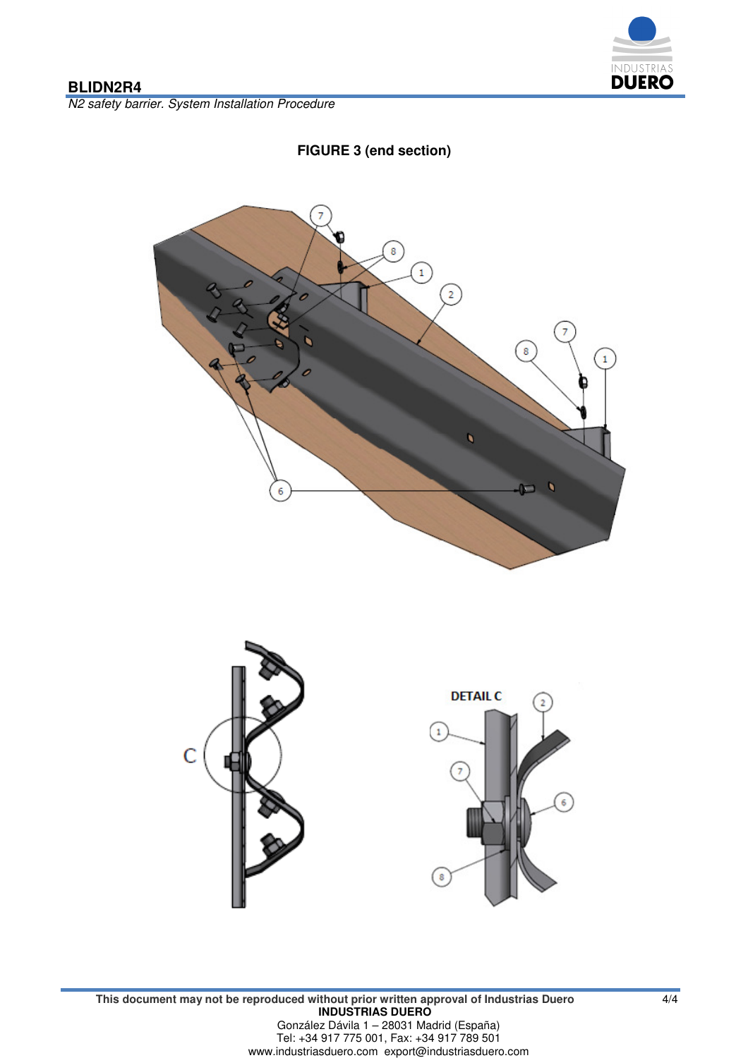**FIGURE 3 (end section)**

7
8
1
2
7
8
1
6

C

DETAIL C

2
1
7
6
8